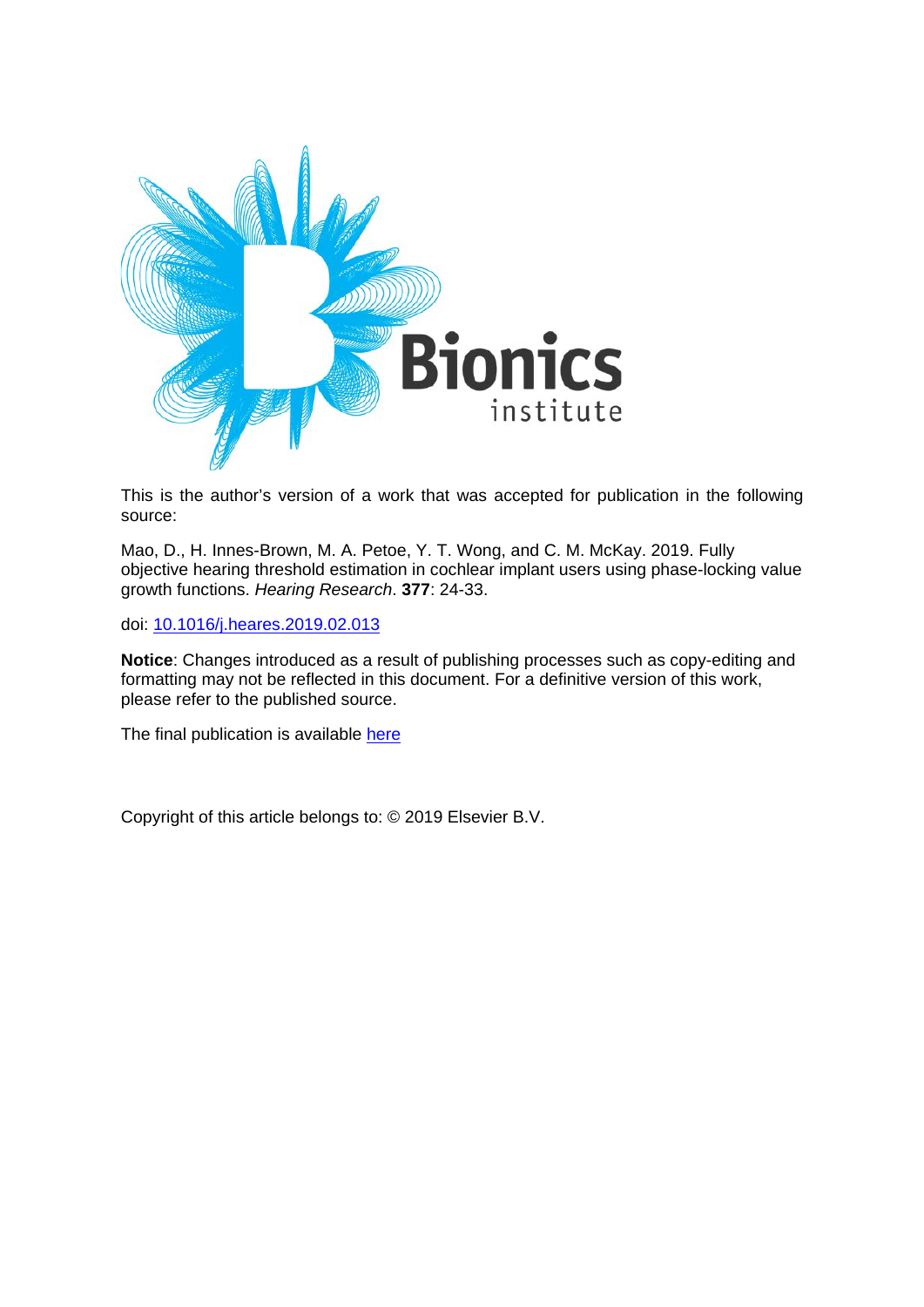This is the author's version of a work that was accepted for publication in the following source:

Mao, D., H. Innes-Brown, M. A. Petoe, Y. T. Wong, and C. M. McKay. 2019. Fully objective hearing threshold estimation in cochlear implant users using phase-locking value growth functions. *Hearing Research*. **377**: 24-33.

doi: [10.1016/j.heares.2019.02.013](https://doi.org/10.1016/j.heares.2019.02.013)

**Notice**: Changes introduced as a result of publishing processes such as copy-editing and formatting may not be reflected in this document. For a definitive version of this work, please refer to the published source.

The final publication is available here

Copyright of this article belongs to: © 2019 Elsevier B.V.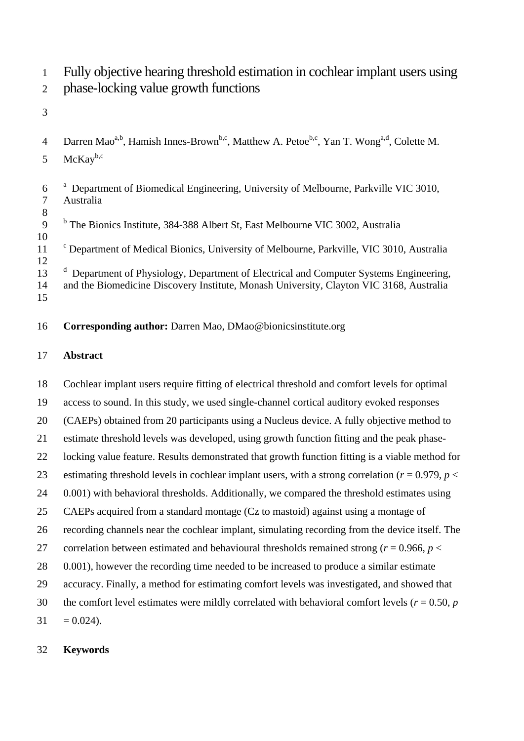# Fully objective hearing threshold estimation in cochlear implant users using phase-locking value growth functions

Darren Mao[a,b], Hamish Innes-Brown[b,c], Matthew A. Petoe[b,c], Yan T. Wong[a,d], Colette M. McKay[b,c]

[a] Department of Biomedical Engineering, University of Melbourne, Parkville VIC 3010, Australia

[b] The Bionics Institute, 384-388 Albert St, East Melbourne VIC 3002, Australia

[c] Department of Medical Bionics, University of Melbourne, Parkville, VIC 3010, Australia

[d] Department of Physiology, Department of Electrical and Computer Systems Engineering, and the Biomedicine Discovery Institute, Monash University, Clayton VIC 3168, Australia

**Corresponding author:** Darren Mao, DMao@bionicsinstitute.org

## Abstract

Cochlear implant users require fitting of electrical threshold and comfort levels for optimal access to sound. In this study, we used single-channel cortical auditory evoked responses (CAEPs) obtained from 20 participants using a Nucleus device. A fully objective method to estimate threshold levels was developed, using growth function fitting and the peak phase-locking value feature. Results demonstrated that growth function fitting is a viable method for estimating threshold levels in cochlear implant users, with a strong correlation ($r = 0.979$, $p < 0.001$) with behavioral thresholds. Additionally, we compared the threshold estimates using CAEPs acquired from a standard montage (Cz to mastoid) against using a montage of recording channels near the cochlear implant, simulating recording from the device itself. The correlation between estimated and behavioural thresholds remained strong ($r = 0.966$, $p < 0.001$), however the recording time needed to be increased to produce a similar estimate accuracy. Finally, a method for estimating comfort levels was investigated, and showed that the comfort level estimates were mildly correlated with behavioral comfort levels ($r = 0.50$, $p = 0.024$).

## Keywords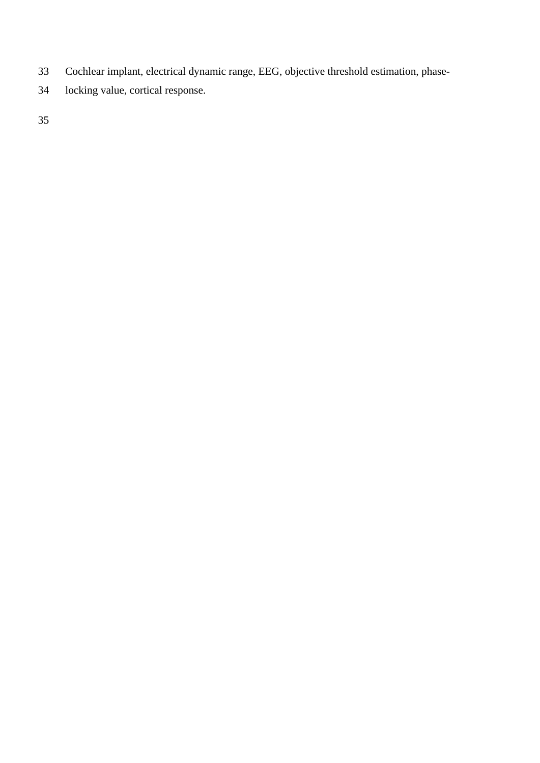Cochlear implant, electrical dynamic range, EEG, objective threshold estimation, phase-locking value, cortical response.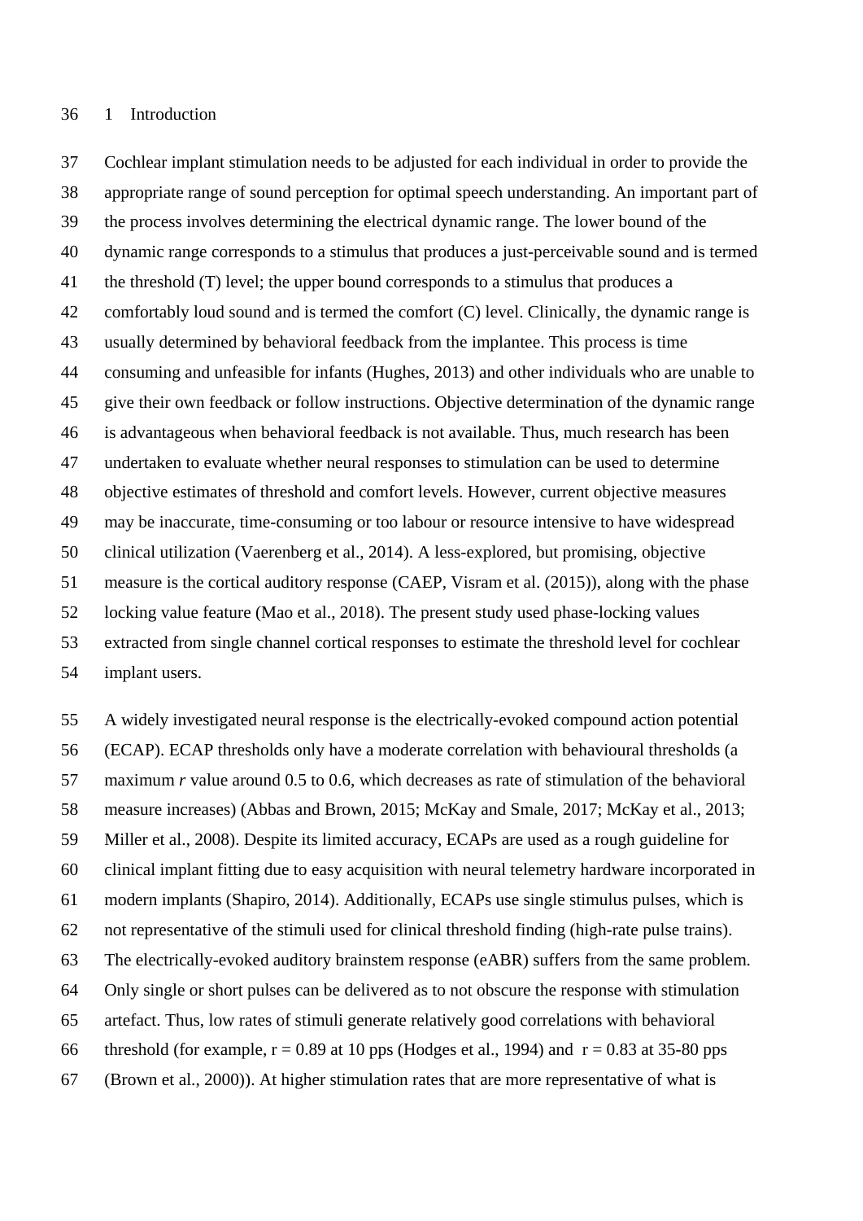# 1 Introduction

Cochlear implant stimulation needs to be adjusted for each individual in order to provide the appropriate range of sound perception for optimal speech understanding. An important part of the process involves determining the electrical dynamic range. The lower bound of the dynamic range corresponds to a stimulus that produces a just-perceivable sound and is termed the threshold (T) level; the upper bound corresponds to a stimulus that produces a comfortably loud sound and is termed the comfort (C) level. Clinically, the dynamic range is usually determined by behavioral feedback from the implantee. This process is time consuming and unfeasible for infants (Hughes, 2013) and other individuals who are unable to give their own feedback or follow instructions. Objective determination of the dynamic range is advantageous when behavioral feedback is not available. Thus, much research has been undertaken to evaluate whether neural responses to stimulation can be used to determine objective estimates of threshold and comfort levels. However, current objective measures may be inaccurate, time-consuming or too labour or resource intensive to have widespread clinical utilization (Vaerenberg et al., 2014). A less-explored, but promising, objective measure is the cortical auditory response (CAEP, Visram et al. (2015)), along with the phase locking value feature (Mao et al., 2018). The present study used phase-locking values extracted from single channel cortical responses to estimate the threshold level for cochlear implant users.

A widely investigated neural response is the electrically-evoked compound action potential (ECAP). ECAP thresholds only have a moderate correlation with behavioural thresholds (a maximum *r* value around 0.5 to 0.6, which decreases as rate of stimulation of the behavioral measure increases) (Abbas and Brown, 2015; McKay and Smale, 2017; McKay et al., 2013; Miller et al., 2008). Despite its limited accuracy, ECAPs are used as a rough guideline for clinical implant fitting due to easy acquisition with neural telemetry hardware incorporated in modern implants (Shapiro, 2014). Additionally, ECAPs use single stimulus pulses, which is not representative of the stimuli used for clinical threshold finding (high-rate pulse trains). The electrically-evoked auditory brainstem response (eABR) suffers from the same problem. Only single or short pulses can be delivered as to not obscure the response with stimulation artefact. Thus, low rates of stimuli generate relatively good correlations with behavioral threshold (for example, $r = 0.89$ at 10 pps (Hodges et al., 1994) and $r = 0.83$ at 35-80 pps (Brown et al., 2000)). At higher stimulation rates that are more representative of what is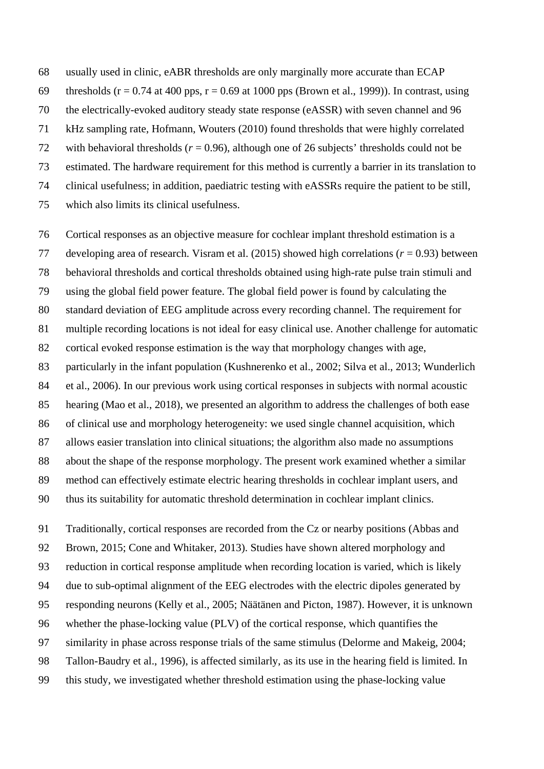usually used in clinic, eABR thresholds are only marginally more accurate than ECAP thresholds (r = 0.74 at 400 pps, r = 0.69 at 1000 pps (Brown et al., 1999)). In contrast, using the electrically-evoked auditory steady state response (eASSR) with seven channel and 96 kHz sampling rate, Hofmann, Wouters (2010) found thresholds that were highly correlated with behavioral thresholds ($r$ = 0.96), although one of 26 subjects' thresholds could not be estimated. The hardware requirement for this method is currently a barrier in its translation to clinical usefulness; in addition, paediatric testing with eASSRs require the patient to be still, which also limits its clinical usefulness.

Cortical responses as an objective measure for cochlear implant threshold estimation is a developing area of research. Visram et al. (2015) showed high correlations ($r$ = 0.93) between behavioral thresholds and cortical thresholds obtained using high-rate pulse train stimuli and using the global field power feature. The global field power is found by calculating the standard deviation of EEG amplitude across every recording channel. The requirement for multiple recording locations is not ideal for easy clinical use. Another challenge for automatic cortical evoked response estimation is the way that morphology changes with age, particularly in the infant population (Kushnerenko et al., 2002; Silva et al., 2013; Wunderlich et al., 2006). In our previous work using cortical responses in subjects with normal acoustic hearing (Mao et al., 2018), we presented an algorithm to address the challenges of both ease of clinical use and morphology heterogeneity: we used single channel acquisition, which allows easier translation into clinical situations; the algorithm also made no assumptions about the shape of the response morphology. The present work examined whether a similar method can effectively estimate electric hearing thresholds in cochlear implant users, and thus its suitability for automatic threshold determination in cochlear implant clinics.

Traditionally, cortical responses are recorded from the Cz or nearby positions (Abbas and Brown, 2015; Cone and Whitaker, 2013). Studies have shown altered morphology and reduction in cortical response amplitude when recording location is varied, which is likely due to sub-optimal alignment of the EEG electrodes with the electric dipoles generated by responding neurons (Kelly et al., 2005; Näätänen and Picton, 1987). However, it is unknown whether the phase-locking value (PLV) of the cortical response, which quantifies the similarity in phase across response trials of the same stimulus (Delorme and Makeig, 2004; Tallon-Baudry et al., 1996), is affected similarly, as its use in the hearing field is limited. In this study, we investigated whether threshold estimation using the phase-locking value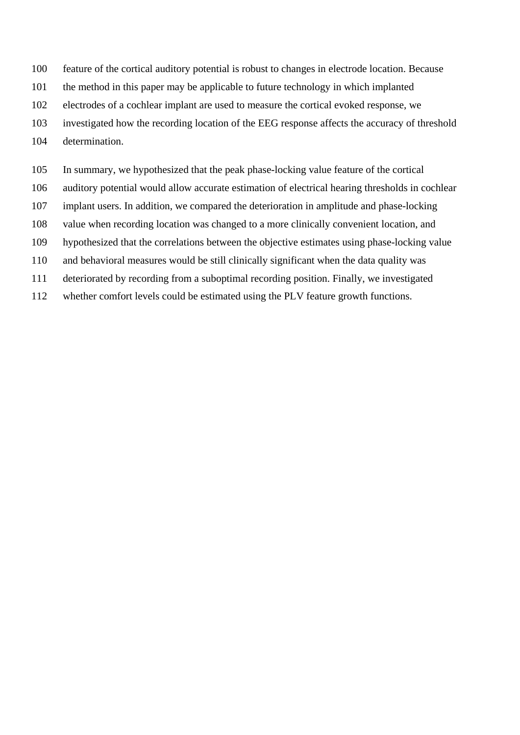feature of the cortical auditory potential is robust to changes in electrode location. Because the method in this paper may be applicable to future technology in which implanted electrodes of a cochlear implant are used to measure the cortical evoked response, we investigated how the recording location of the EEG response affects the accuracy of threshold determination.

In summary, we hypothesized that the peak phase-locking value feature of the cortical auditory potential would allow accurate estimation of electrical hearing thresholds in cochlear implant users. In addition, we compared the deterioration in amplitude and phase-locking value when recording location was changed to a more clinically convenient location, and hypothesized that the correlations between the objective estimates using phase-locking value and behavioral measures would be still clinically significant when the data quality was deteriorated by recording from a suboptimal recording position. Finally, we investigated whether comfort levels could be estimated using the PLV feature growth functions.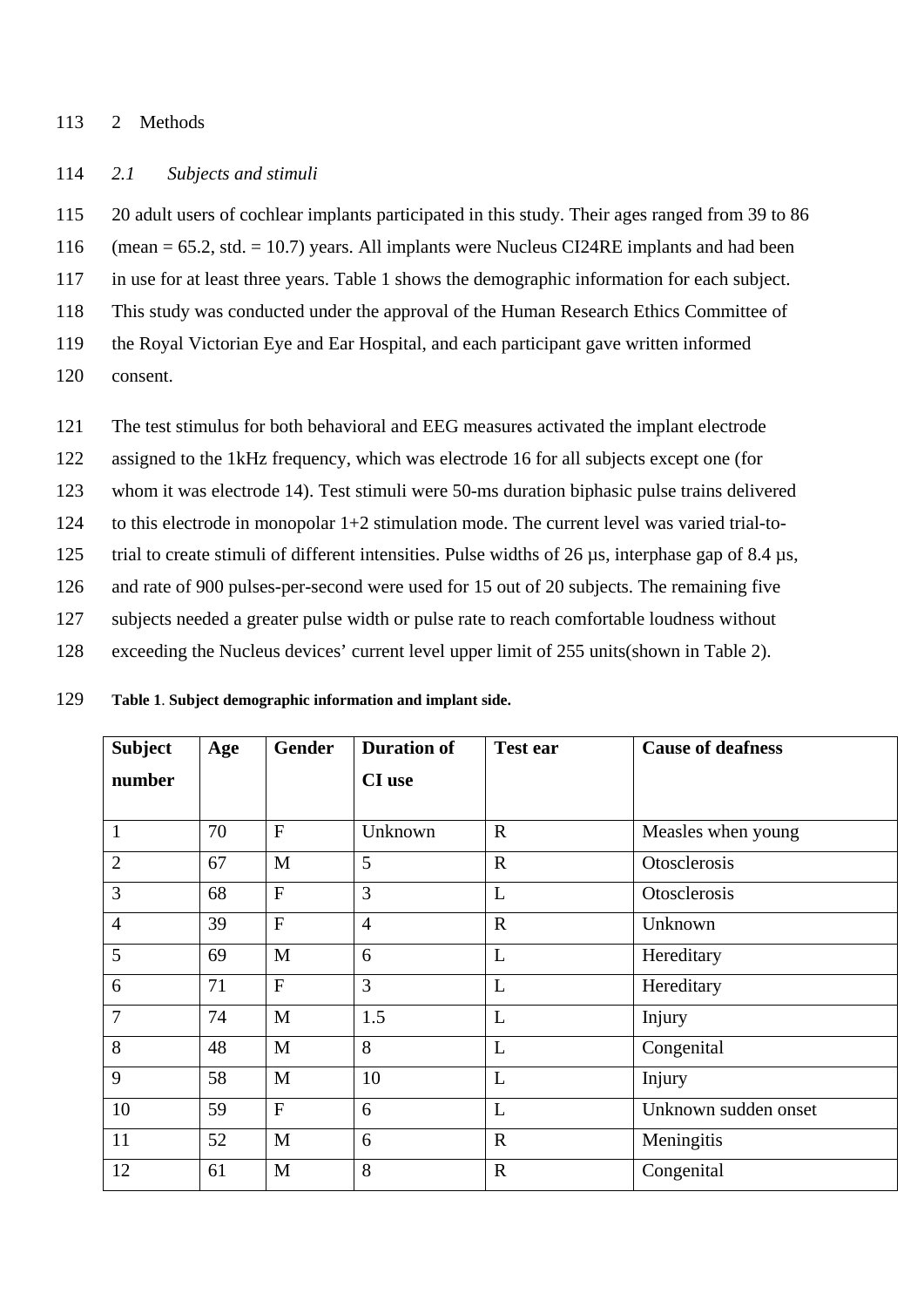## 2 Methods

### *2.1 Subjects and stimuli*

20 adult users of cochlear implants participated in this study. Their ages ranged from 39 to 86 (mean = 65.2, std. = 10.7) years. All implants were Nucleus CI24RE implants and had been in use for at least three years. Table 1 shows the demographic information for each subject. This study was conducted under the approval of the Human Research Ethics Committee of the Royal Victorian Eye and Ear Hospital, and each participant gave written informed consent.

The test stimulus for both behavioral and EEG measures activated the implant electrode assigned to the 1kHz frequency, which was electrode 16 for all subjects except one (for whom it was electrode 14). Test stimuli were 50-ms duration biphasic pulse trains delivered to this electrode in monopolar 1+2 stimulation mode. The current level was varied trial-to-trial to create stimuli of different intensities. Pulse widths of 26 µs, interphase gap of 8.4 µs, and rate of 900 pulses-per-second were used for 15 out of 20 subjects. The remaining five subjects needed a greater pulse width or pulse rate to reach comfortable loudness without exceeding the Nucleus devices' current level upper limit of 255 units(shown in Table 2).

**Table 1**. **Subject demographic information and implant side.**

| Subject number | Age | Gender | Duration of CI use | Test ear | Cause of deafness |
|---|---|---|---|---|---|
| 1 | 70 | F | Unknown | R | Measles when young |
| 2 | 67 | M | 5 | R | Otosclerosis |
| 3 | 68 | F | 3 | L | Otosclerosis |
| 4 | 39 | F | 4 | R | Unknown |
| 5 | 69 | M | 6 | L | Hereditary |
| 6 | 71 | F | 3 | L | Hereditary |
| 7 | 74 | M | 1.5 | L | Injury |
| 8 | 48 | M | 8 | L | Congenital |
| 9 | 58 | M | 10 | L | Injury |
| 10 | 59 | F | 6 | L | Unknown sudden onset |
| 11 | 52 | M | 6 | R | Meningitis |
| 12 | 61 | M | 8 | R | Congenital |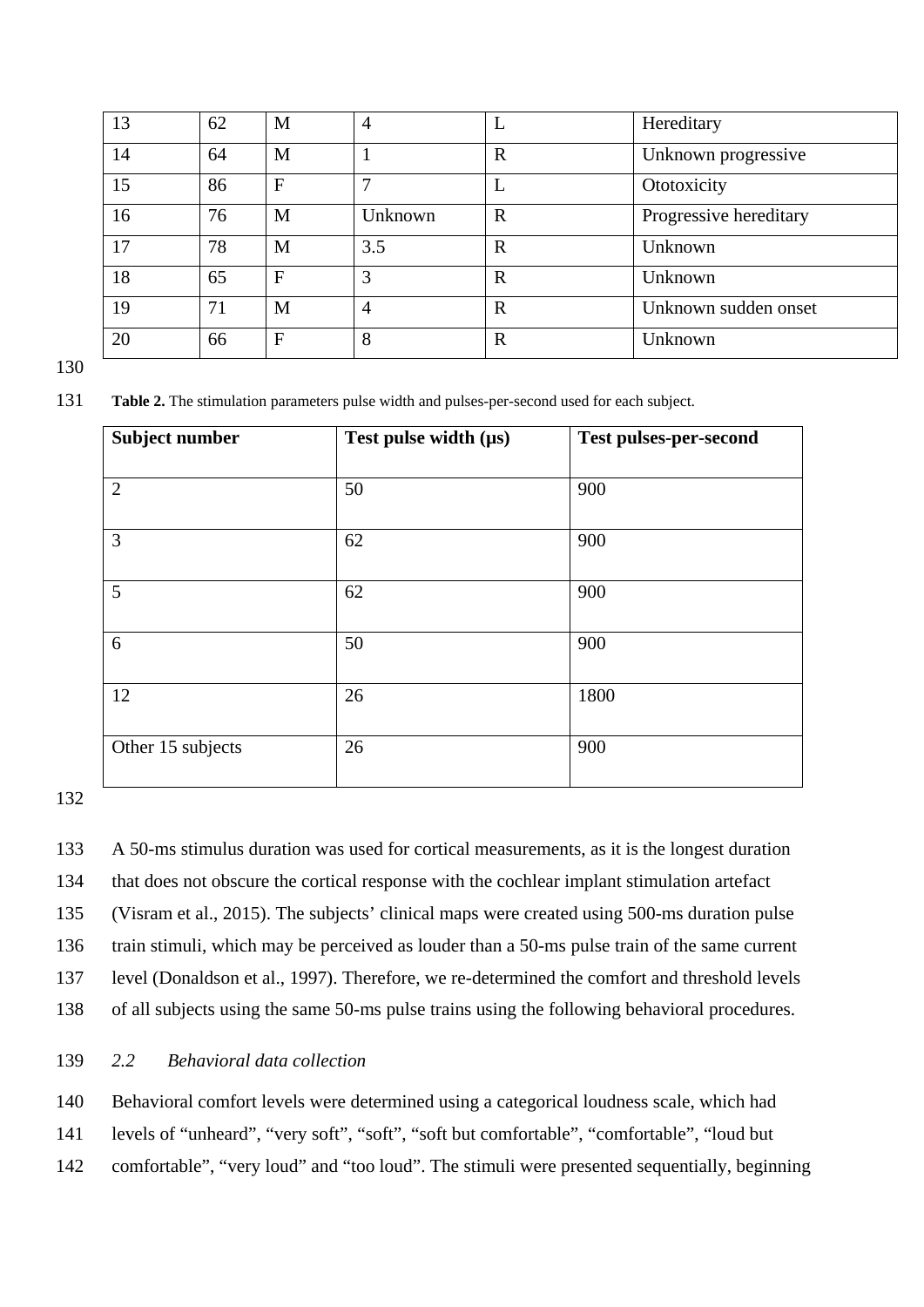| 13 | 62 | M | 4 | L | Hereditary |
|---|---|---|---|---|---|
| 14 | 64 | M | 1 | R | Unknown progressive |
| 15 | 86 | F | 7 | L | Ototoxicity |
| 16 | 76 | M | Unknown | R | Progressive hereditary |
| 17 | 78 | M | 3.5 | R | Unknown |
| 18 | 65 | F | 3 | R | Unknown |
| 19 | 71 | M | 4 | R | Unknown sudden onset |
| 20 | 66 | F | 8 | R | Unknown |

**Table 2.** The stimulation parameters pulse width and pulses-per-second used for each subject.

| Subject number | Test pulse width (μs) | Test pulses-per-second |
|---|---|---|
| 2 | 50 | 900 |
| 3 | 62 | 900 |
| 5 | 62 | 900 |
| 6 | 50 | 900 |
| 12 | 26 | 1800 |
| Other 15 subjects | 26 | 900 |

A 50-ms stimulus duration was used for cortical measurements, as it is the longest duration that does not obscure the cortical response with the cochlear implant stimulation artefact (Visram et al., 2015). The subjects' clinical maps were created using 500-ms duration pulse train stimuli, which may be perceived as louder than a 50-ms pulse train of the same current level (Donaldson et al., 1997). Therefore, we re-determined the comfort and threshold levels of all subjects using the same 50-ms pulse trains using the following behavioral procedures.

### *2.2 Behavioral data collection*

Behavioral comfort levels were determined using a categorical loudness scale, which had levels of "unheard", "very soft", "soft", "soft but comfortable", "comfortable", "loud but comfortable", "very loud" and "too loud". The stimuli were presented sequentially, beginning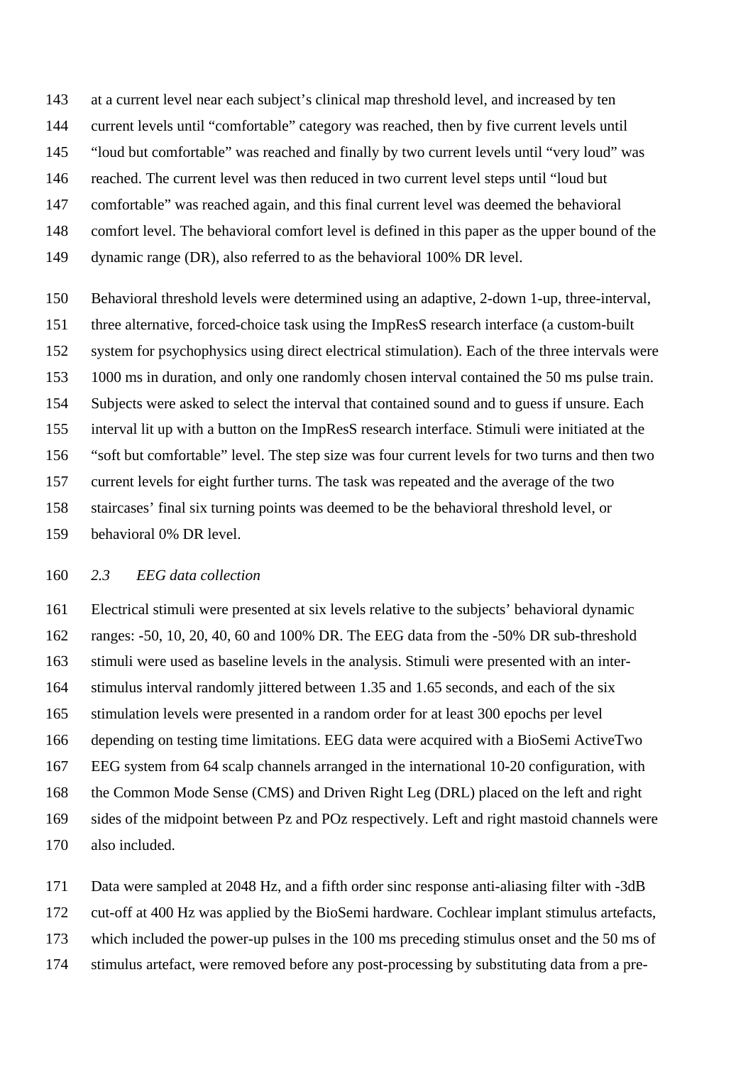at a current level near each subject's clinical map threshold level, and increased by ten current levels until "comfortable" category was reached, then by five current levels until "loud but comfortable" was reached and finally by two current levels until "very loud" was reached. The current level was then reduced in two current level steps until "loud but comfortable" was reached again, and this final current level was deemed the behavioral comfort level. The behavioral comfort level is defined in this paper as the upper bound of the dynamic range (DR), also referred to as the behavioral 100% DR level.

Behavioral threshold levels were determined using an adaptive, 2-down 1-up, three-interval, three alternative, forced-choice task using the ImpResS research interface (a custom-built system for psychophysics using direct electrical stimulation). Each of the three intervals were 1000 ms in duration, and only one randomly chosen interval contained the 50 ms pulse train. Subjects were asked to select the interval that contained sound and to guess if unsure. Each interval lit up with a button on the ImpResS research interface. Stimuli were initiated at the "soft but comfortable" level. The step size was four current levels for two turns and then two current levels for eight further turns. The task was repeated and the average of the two staircases' final six turning points was deemed to be the behavioral threshold level, or behavioral 0% DR level.

### *2.3 EEG data collection*

Electrical stimuli were presented at six levels relative to the subjects' behavioral dynamic ranges: -50, 10, 20, 40, 60 and 100% DR. The EEG data from the -50% DR sub-threshold stimuli were used as baseline levels in the analysis. Stimuli were presented with an inter-stimulus interval randomly jittered between 1.35 and 1.65 seconds, and each of the six stimulation levels were presented in a random order for at least 300 epochs per level depending on testing time limitations. EEG data were acquired with a BioSemi ActiveTwo EEG system from 64 scalp channels arranged in the international 10-20 configuration, with the Common Mode Sense (CMS) and Driven Right Leg (DRL) placed on the left and right sides of the midpoint between Pz and POz respectively. Left and right mastoid channels were also included.

Data were sampled at 2048 Hz, and a fifth order sinc response anti-aliasing filter with -3dB cut-off at 400 Hz was applied by the BioSemi hardware. Cochlear implant stimulus artefacts, which included the power-up pulses in the 100 ms preceding stimulus onset and the 50 ms of stimulus artefact, were removed before any post-processing by substituting data from a pre-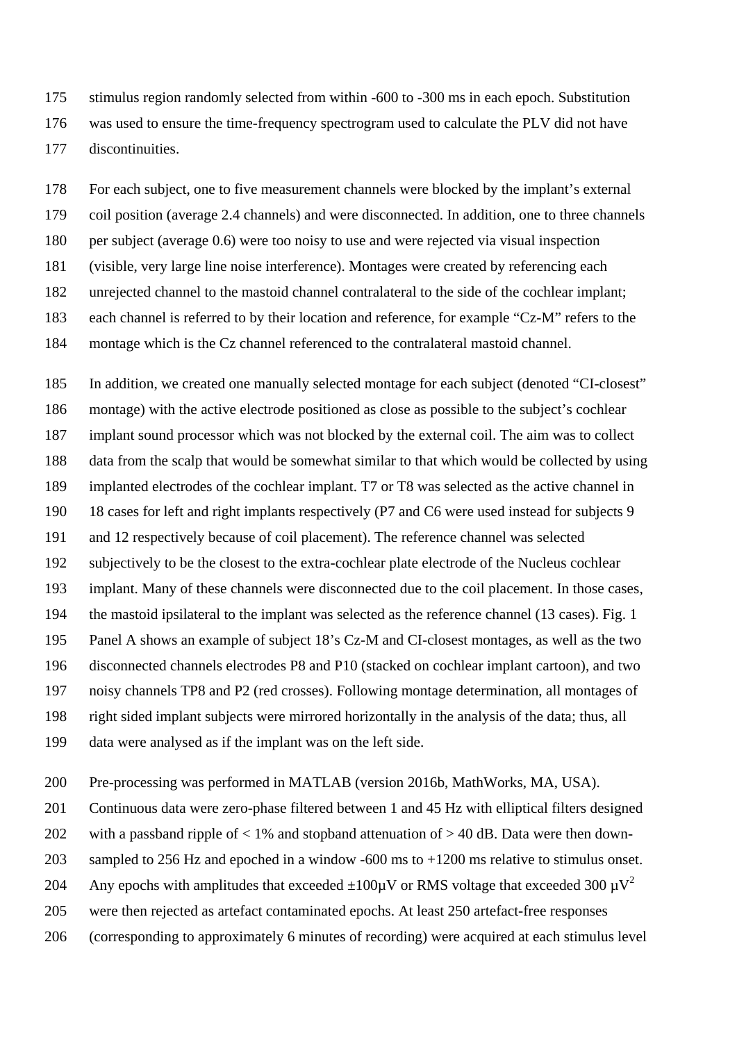stimulus region randomly selected from within -600 to -300 ms in each epoch. Substitution was used to ensure the time-frequency spectrogram used to calculate the PLV did not have discontinuities.

For each subject, one to five measurement channels were blocked by the implant's external coil position (average 2.4 channels) and were disconnected. In addition, one to three channels per subject (average 0.6) were too noisy to use and were rejected via visual inspection (visible, very large line noise interference). Montages were created by referencing each unrejected channel to the mastoid channel contralateral to the side of the cochlear implant; each channel is referred to by their location and reference, for example "Cz-M" refers to the montage which is the Cz channel referenced to the contralateral mastoid channel.

In addition, we created one manually selected montage for each subject (denoted "CI-closest" montage) with the active electrode positioned as close as possible to the subject's cochlear implant sound processor which was not blocked by the external coil. The aim was to collect data from the scalp that would be somewhat similar to that which would be collected by using implanted electrodes of the cochlear implant. T7 or T8 was selected as the active channel in 18 cases for left and right implants respectively (P7 and C6 were used instead for subjects 9 and 12 respectively because of coil placement). The reference channel was selected subjectively to be the closest to the extra-cochlear plate electrode of the Nucleus cochlear implant. Many of these channels were disconnected due to the coil placement. In those cases, the mastoid ipsilateral to the implant was selected as the reference channel (13 cases). Fig. 1 Panel A shows an example of subject 18's Cz-M and CI-closest montages, as well as the two disconnected channels electrodes P8 and P10 (stacked on cochlear implant cartoon), and two noisy channels TP8 and P2 (red crosses). Following montage determination, all montages of right sided implant subjects were mirrored horizontally in the analysis of the data; thus, all data were analysed as if the implant was on the left side.

Pre-processing was performed in MATLAB (version 2016b, MathWorks, MA, USA). Continuous data were zero-phase filtered between 1 and 45 Hz with elliptical filters designed with a passband ripple of < 1% and stopband attenuation of > 40 dB. Data were then down-sampled to 256 Hz and epoched in a window -600 ms to +1200 ms relative to stimulus onset. Any epochs with amplitudes that exceeded ±100μV or RMS voltage that exceeded 300 $\mu V^2$ were then rejected as artefact contaminated epochs. At least 250 artefact-free responses (corresponding to approximately 6 minutes of recording) were acquired at each stimulus level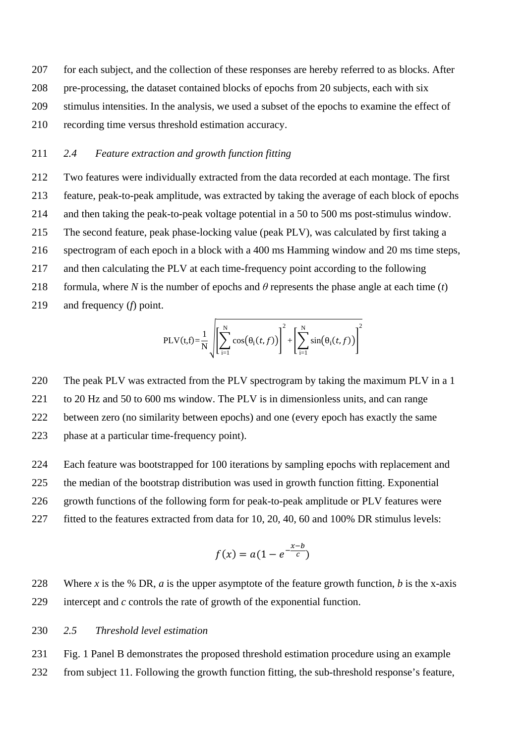for each subject, and the collection of these responses are hereby referred to as blocks. After pre-processing, the dataset contained blocks of epochs from 20 subjects, each with six stimulus intensities. In the analysis, we used a subset of the epochs to examine the effect of recording time versus threshold estimation accuracy.

### *2.4 Feature extraction and growth function fitting*

Two features were individually extracted from the data recorded at each montage. The first feature, peak-to-peak amplitude, was extracted by taking the average of each block of epochs and then taking the peak-to-peak voltage potential in a 50 to 500 ms post-stimulus window. The second feature, peak phase-locking value (peak PLV), was calculated by first taking a spectrogram of each epoch in a block with a 400 ms Hamming window and 20 ms time steps, and then calculating the PLV at each time-frequency point according to the following formula, where $N$ is the number of epochs and $\theta$ represents the phase angle at each time ($t$) and frequency ($f$) point.

$$\mathrm{PLV}(t,f)=\frac{1}{N}\sqrt{\left[\sum_{i=1}^{N}\cos\left(\theta_i(t,f)\right)\right]^2+\left[\sum_{i=1}^{N}\sin\left(\theta_i(t,f)\right)\right]^2}$$

The peak PLV was extracted from the PLV spectrogram by taking the maximum PLV in a 1 to 20 Hz and 50 to 600 ms window. The PLV is in dimensionless units, and can range between zero (no similarity between epochs) and one (every epoch has exactly the same phase at a particular time-frequency point).

Each feature was bootstrapped for 100 iterations by sampling epochs with replacement and the median of the bootstrap distribution was used in growth function fitting. Exponential growth functions of the following form for peak-to-peak amplitude or PLV features were fitted to the features extracted from data for 10, 20, 40, 60 and 100% DR stimulus levels:

$$f(x)=a\left(1-e^{-\frac{x-b}{c}}\right)$$

Where $x$ is the % DR, $a$ is the upper asymptote of the feature growth function, $b$ is the x-axis intercept and $c$ controls the rate of growth of the exponential function.

### *2.5 Threshold level estimation*

Fig. 1 Panel B demonstrates the proposed threshold estimation procedure using an example from subject 11. Following the growth function fitting, the sub-threshold response's feature,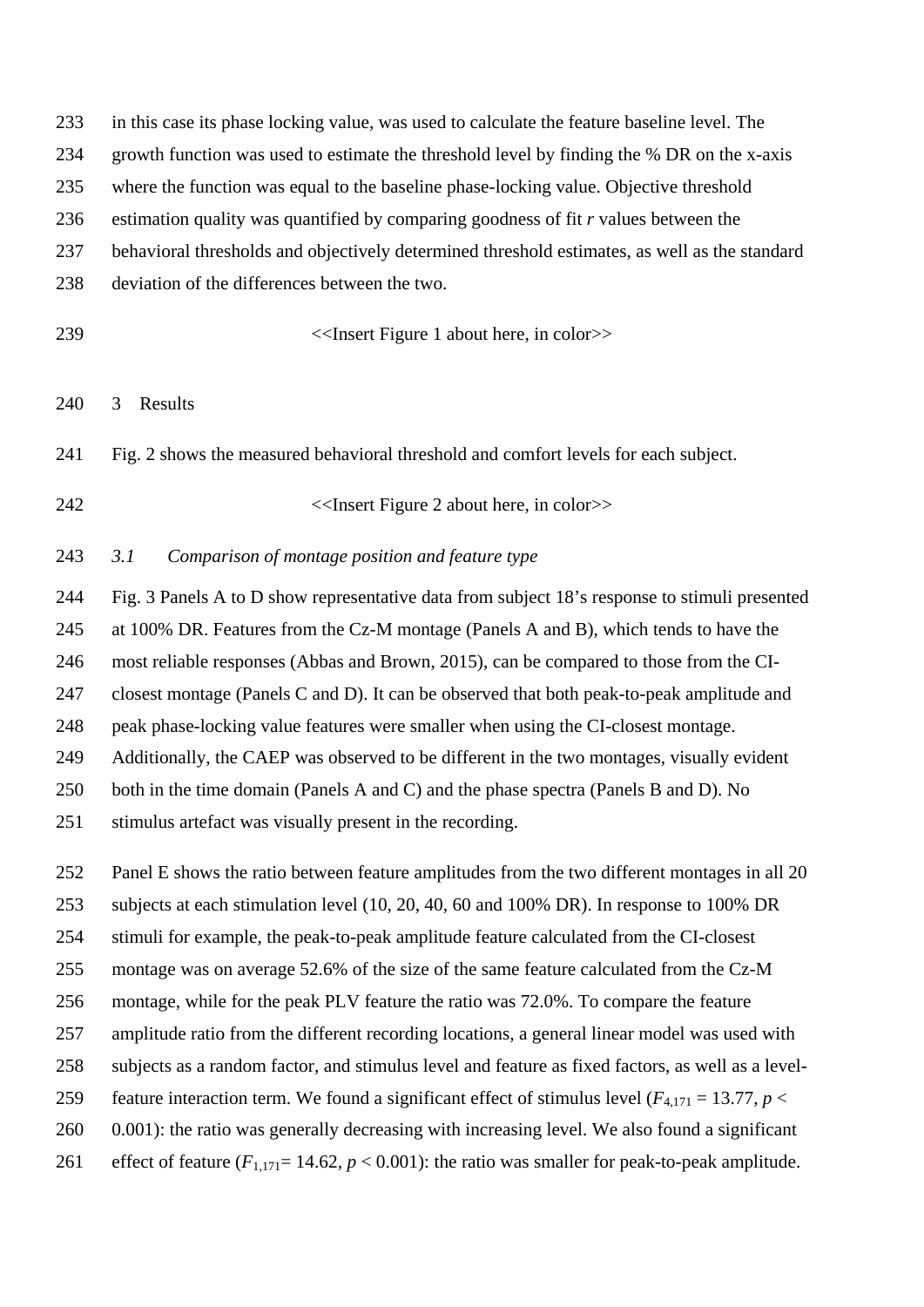in this case its phase locking value, was used to calculate the feature baseline level. The growth function was used to estimate the threshold level by finding the % DR on the x-axis where the function was equal to the baseline phase-locking value. Objective threshold estimation quality was quantified by comparing goodness of fit *r* values between the behavioral thresholds and objectively determined threshold estimates, as well as the standard deviation of the differences between the two.

<<Insert Figure 1 about here, in color>>

# 3 Results

Fig. 2 shows the measured behavioral threshold and comfort levels for each subject.

<<Insert Figure 2 about here, in color>>

## *3.1 Comparison of montage position and feature type*

Fig. 3 Panels A to D show representative data from subject 18's response to stimuli presented at 100% DR. Features from the Cz-M montage (Panels A and B), which tends to have the most reliable responses (Abbas and Brown, 2015), can be compared to those from the CI-closest montage (Panels C and D). It can be observed that both peak-to-peak amplitude and peak phase-locking value features were smaller when using the CI-closest montage. Additionally, the CAEP was observed to be different in the two montages, visually evident both in the time domain (Panels A and C) and the phase spectra (Panels B and D). No stimulus artefact was visually present in the recording.

Panel E shows the ratio between feature amplitudes from the two different montages in all 20 subjects at each stimulation level (10, 20, 40, 60 and 100% DR). In response to 100% DR stimuli for example, the peak-to-peak amplitude feature calculated from the CI-closest montage was on average 52.6% of the size of the same feature calculated from the Cz-M montage, while for the peak PLV feature the ratio was 72.0%. To compare the feature amplitude ratio from the different recording locations, a general linear model was used with subjects as a random factor, and stimulus level and feature as fixed factors, as well as a level-feature interaction term. We found a significant effect of stimulus level ($F_{4,171} = 13.77$, $p < 0.001$): the ratio was generally decreasing with increasing level. We also found a significant effect of feature ($F_{1,171} = 14.62$, $p < 0.001$): the ratio was smaller for peak-to-peak amplitude.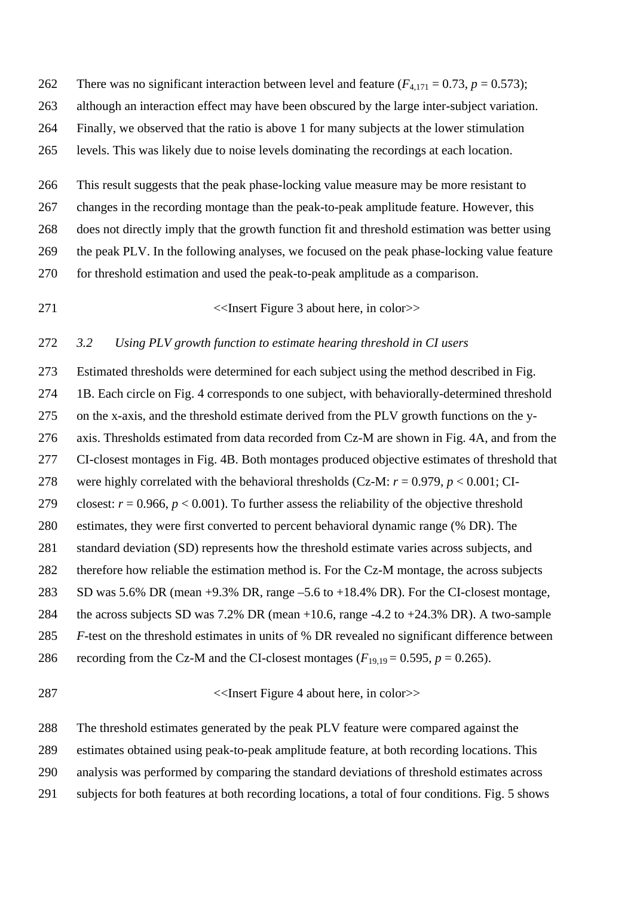There was no significant interaction between level and feature ($F_{4,171} = 0.73$, $p = 0.573$); although an interaction effect may have been obscured by the large inter-subject variation. Finally, we observed that the ratio is above 1 for many subjects at the lower stimulation levels. This was likely due to noise levels dominating the recordings at each location.

This result suggests that the peak phase-locking value measure may be more resistant to changes in the recording montage than the peak-to-peak amplitude feature. However, this does not directly imply that the growth function fit and threshold estimation was better using the peak PLV. In the following analyses, we focused on the peak phase-locking value feature for threshold estimation and used the peak-to-peak amplitude as a comparison.

<<Insert Figure 3 about here, in color>>

### *3.2 Using PLV growth function to estimate hearing threshold in CI users*

Estimated thresholds were determined for each subject using the method described in Fig. 1B. Each circle on Fig. 4 corresponds to one subject, with behaviorally-determined threshold on the x-axis, and the threshold estimate derived from the PLV growth functions on the y-axis. Thresholds estimated from data recorded from Cz-M are shown in Fig. 4A, and from the CI-closest montages in Fig. 4B. Both montages produced objective estimates of threshold that were highly correlated with the behavioral thresholds (Cz-M: $r = 0.979$, $p < 0.001$; CI-closest: $r = 0.966$, $p < 0.001$). To further assess the reliability of the objective threshold estimates, they were first converted to percent behavioral dynamic range (% DR). The standard deviation (SD) represents how the threshold estimate varies across subjects, and therefore how reliable the estimation method is. For the Cz-M montage, the across subjects SD was 5.6% DR (mean +9.3% DR, range –5.6 to +18.4% DR). For the CI-closest montage, the across subjects SD was 7.2% DR (mean +10.6, range -4.2 to +24.3% DR). A two-sample *F*-test on the threshold estimates in units of % DR revealed no significant difference between recording from the Cz-M and the CI-closest montages ($F_{19,19} = 0.595$, $p = 0.265$).

<<Insert Figure 4 about here, in color>>

The threshold estimates generated by the peak PLV feature were compared against the estimates obtained using peak-to-peak amplitude feature, at both recording locations. This analysis was performed by comparing the standard deviations of threshold estimates across subjects for both features at both recording locations, a total of four conditions. Fig. 5 shows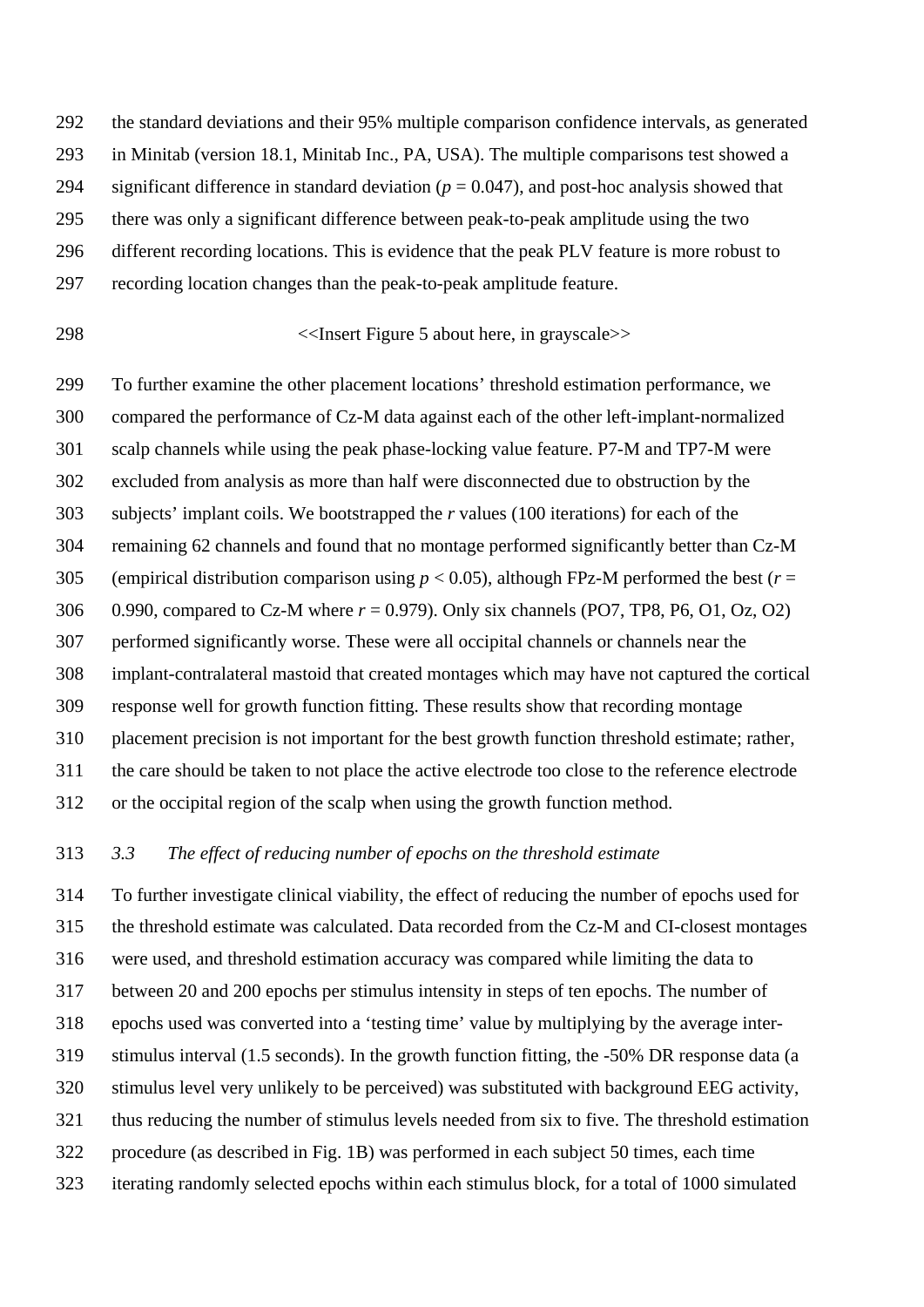the standard deviations and their 95% multiple comparison confidence intervals, as generated in Minitab (version 18.1, Minitab Inc., PA, USA). The multiple comparisons test showed a significant difference in standard deviation ($p = 0.047$), and post-hoc analysis showed that there was only a significant difference between peak-to-peak amplitude using the two different recording locations. This is evidence that the peak PLV feature is more robust to recording location changes than the peak-to-peak amplitude feature.

<<Insert Figure 5 about here, in grayscale>>

To further examine the other placement locations' threshold estimation performance, we compared the performance of Cz-M data against each of the other left-implant-normalized scalp channels while using the peak phase-locking value feature. P7-M and TP7-M were excluded from analysis as more than half were disconnected due to obstruction by the subjects' implant coils. We bootstrapped the $r$ values (100 iterations) for each of the remaining 62 channels and found that no montage performed significantly better than Cz-M (empirical distribution comparison using $p < 0.05$), although FPz-M performed the best ($r = 0.990$, compared to Cz-M where $r = 0.979$). Only six channels (PO7, TP8, P6, O1, Oz, O2) performed significantly worse. These were all occipital channels or channels near the implant-contralateral mastoid that created montages which may have not captured the cortical response well for growth function fitting. These results show that recording montage placement precision is not important for the best growth function threshold estimate; rather, the care should be taken to not place the active electrode too close to the reference electrode or the occipital region of the scalp when using the growth function method.

### *3.3 The effect of reducing number of epochs on the threshold estimate*

To further investigate clinical viability, the effect of reducing the number of epochs used for the threshold estimate was calculated. Data recorded from the Cz-M and CI-closest montages were used, and threshold estimation accuracy was compared while limiting the data to between 20 and 200 epochs per stimulus intensity in steps of ten epochs. The number of epochs used was converted into a 'testing time' value by multiplying by the average inter-stimulus interval (1.5 seconds). In the growth function fitting, the -50% DR response data (a stimulus level very unlikely to be perceived) was substituted with background EEG activity, thus reducing the number of stimulus levels needed from six to five. The threshold estimation procedure (as described in Fig. 1B) was performed in each subject 50 times, each time iterating randomly selected epochs within each stimulus block, for a total of 1000 simulated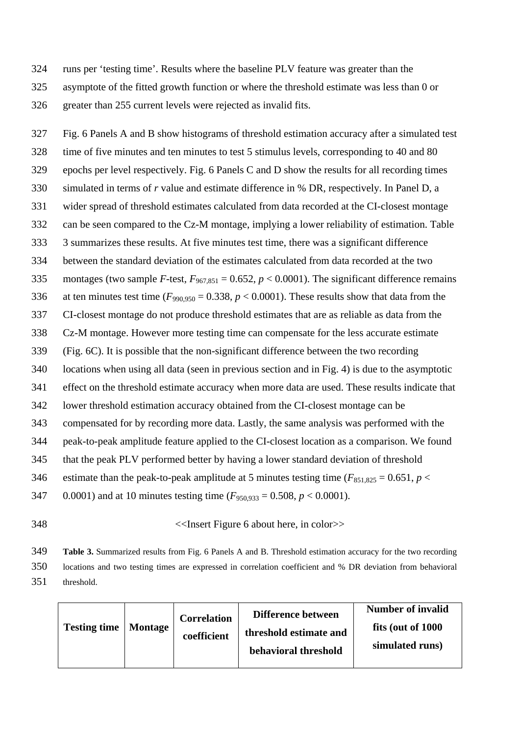runs per 'testing time'. Results where the baseline PLV feature was greater than the asymptote of the fitted growth function or where the threshold estimate was less than 0 or greater than 255 current levels were rejected as invalid fits.

Fig. 6 Panels A and B show histograms of threshold estimation accuracy after a simulated test time of five minutes and ten minutes to test 5 stimulus levels, corresponding to 40 and 80 epochs per level respectively. Fig. 6 Panels C and D show the results for all recording times simulated in terms of *r* value and estimate difference in % DR, respectively. In Panel D, a wider spread of threshold estimates calculated from data recorded at the CI-closest montage can be seen compared to the Cz-M montage, implying a lower reliability of estimation. Table 3 summarizes these results. At five minutes test time, there was a significant difference between the standard deviation of the estimates calculated from data recorded at the two montages (two sample *F*-test, $F_{967,851} = 0.652$, $p < 0.0001$). The significant difference remains at ten minutes test time ($F_{990,950} = 0.338$, $p < 0.0001$). These results show that data from the CI-closest montage do not produce threshold estimates that are as reliable as data from the Cz-M montage. However more testing time can compensate for the less accurate estimate (Fig. 6C). It is possible that the non-significant difference between the two recording locations when using all data (seen in previous section and in Fig. 4) is due to the asymptotic effect on the threshold estimate accuracy when more data are used. These results indicate that lower threshold estimation accuracy obtained from the CI-closest montage can be compensated for by recording more data. Lastly, the same analysis was performed with the peak-to-peak amplitude feature applied to the CI-closest location as a comparison. We found that the peak PLV performed better by having a lower standard deviation of threshold estimate than the peak-to-peak amplitude at 5 minutes testing time ($F_{851,825} = 0.651$, $p < 0.0001$) and at 10 minutes testing time ($F_{950,933} = 0.508$, $p < 0.0001$).

<<Insert Figure 6 about here, in color>>

**Table 3.** Summarized results from Fig. 6 Panels A and B. Threshold estimation accuracy for the two recording locations and two testing times are expressed in correlation coefficient and % DR deviation from behavioral threshold.

| Testing time | Montage | Correlation coefficient | Difference between threshold estimate and behavioral threshold | Number of invalid fits (out of 1000 simulated runs) |
|---|---|---|---|---|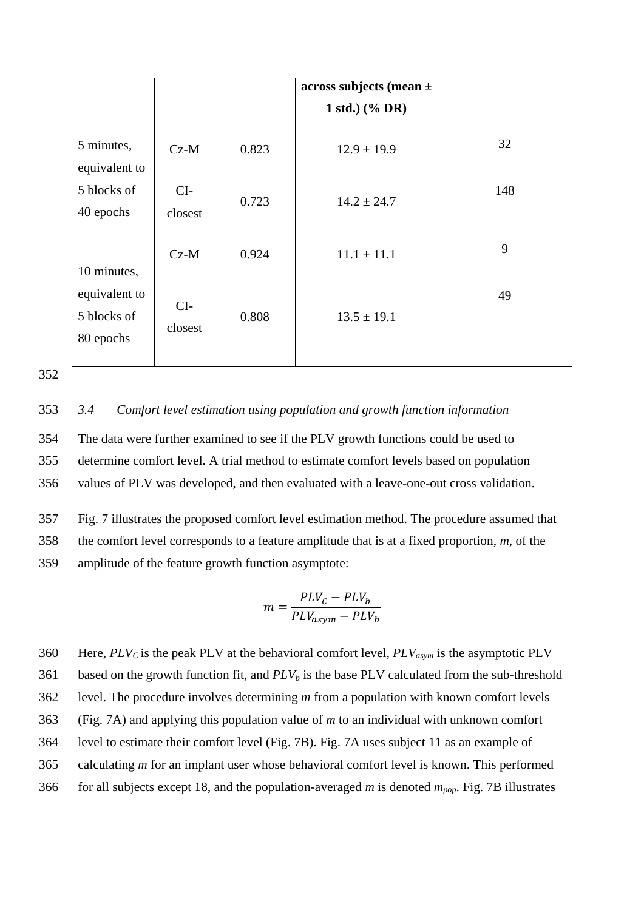| | | | across subjects (mean ± 1 std.) (% DR) | |
|---|---|---|---|---|
| 5 minutes, equivalent to 5 blocks of 40 epochs | Cz-M | 0.823 | 12.9 ± 19.9 | 32 |
| | CI-closest | 0.723 | 14.2 ± 24.7 | 148 |
| 10 minutes, equivalent to 5 blocks of 80 epochs | Cz-M | 0.924 | 11.1 ± 11.1 | 9 |
| | CI-closest | 0.808 | 13.5 ± 19.1 | 49 |

### *3.4 Comfort level estimation using population and growth function information*

The data were further examined to see if the PLV growth functions could be used to determine comfort level. A trial method to estimate comfort levels based on population values of PLV was developed, and then evaluated with a leave-one-out cross validation.

Fig. 7 illustrates the proposed comfort level estimation method. The procedure assumed that the comfort level corresponds to a feature amplitude that is at a fixed proportion, $m$, of the amplitude of the feature growth function asymptote:

$$m = \frac{PLV_C - PLV_b}{PLV_{asym} - PLV_b}$$

Here, $PLV_C$ is the peak PLV at the behavioral comfort level, $PLV_{asym}$ is the asymptotic PLV based on the growth function fit, and $PLV_b$ is the base PLV calculated from the sub-threshold level. The procedure involves determining $m$ from a population with known comfort levels (Fig. 7A) and applying this population value of $m$ to an individual with unknown comfort level to estimate their comfort level (Fig. 7B). Fig. 7A uses subject 11 as an example of calculating $m$ for an implant user whose behavioral comfort level is known. This performed for all subjects except 18, and the population-averaged $m$ is denoted $m_{pop}$. Fig. 7B illustrates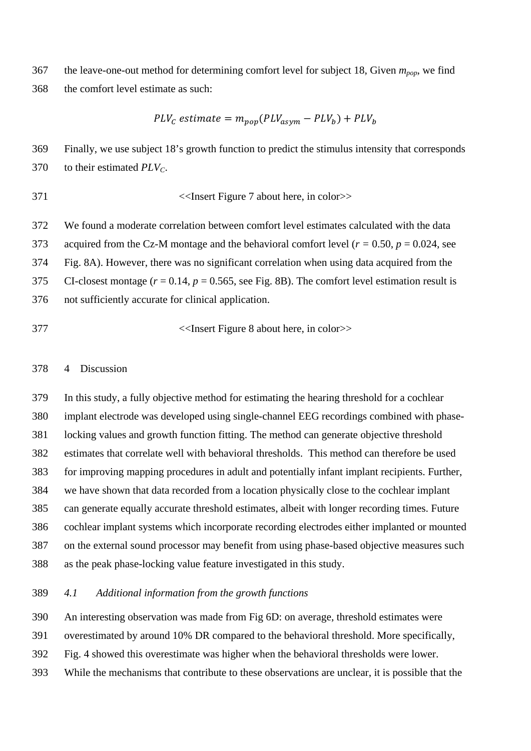the leave-one-out method for determining comfort level for subject 18, Given $m_{pop}$, we find the comfort level estimate as such:

$$PLV_C\ estimate = m_{pop}(PLV_{asym} - PLV_b) + PLV_b$$

Finally, we use subject 18's growth function to predict the stimulus intensity that corresponds to their estimated $PLV_C$.

<<Insert Figure 7 about here, in color>>

We found a moderate correlation between comfort level estimates calculated with the data acquired from the Cz-M montage and the behavioral comfort level ($r = 0.50$, $p = 0.024$, see Fig. 8A). However, there was no significant correlation when using data acquired from the CI-closest montage ($r = 0.14$, $p = 0.565$, see Fig. 8B). The comfort level estimation result is not sufficiently accurate for clinical application.

<<Insert Figure 8 about here, in color>>

# 4 Discussion

In this study, a fully objective method for estimating the hearing threshold for a cochlear implant electrode was developed using single-channel EEG recordings combined with phase-locking values and growth function fitting. The method can generate objective threshold estimates that correlate well with behavioral thresholds. This method can therefore be used for improving mapping procedures in adult and potentially infant implant recipients. Further, we have shown that data recorded from a location physically close to the cochlear implant can generate equally accurate threshold estimates, albeit with longer recording times. Future cochlear implant systems which incorporate recording electrodes either implanted or mounted on the external sound processor may benefit from using phase-based objective measures such as the peak phase-locking value feature investigated in this study.

## *4.1 Additional information from the growth functions*

An interesting observation was made from Fig 6D: on average, threshold estimates were overestimated by around 10% DR compared to the behavioral threshold. More specifically, Fig. 4 showed this overestimate was higher when the behavioral thresholds were lower. While the mechanisms that contribute to these observations are unclear, it is possible that the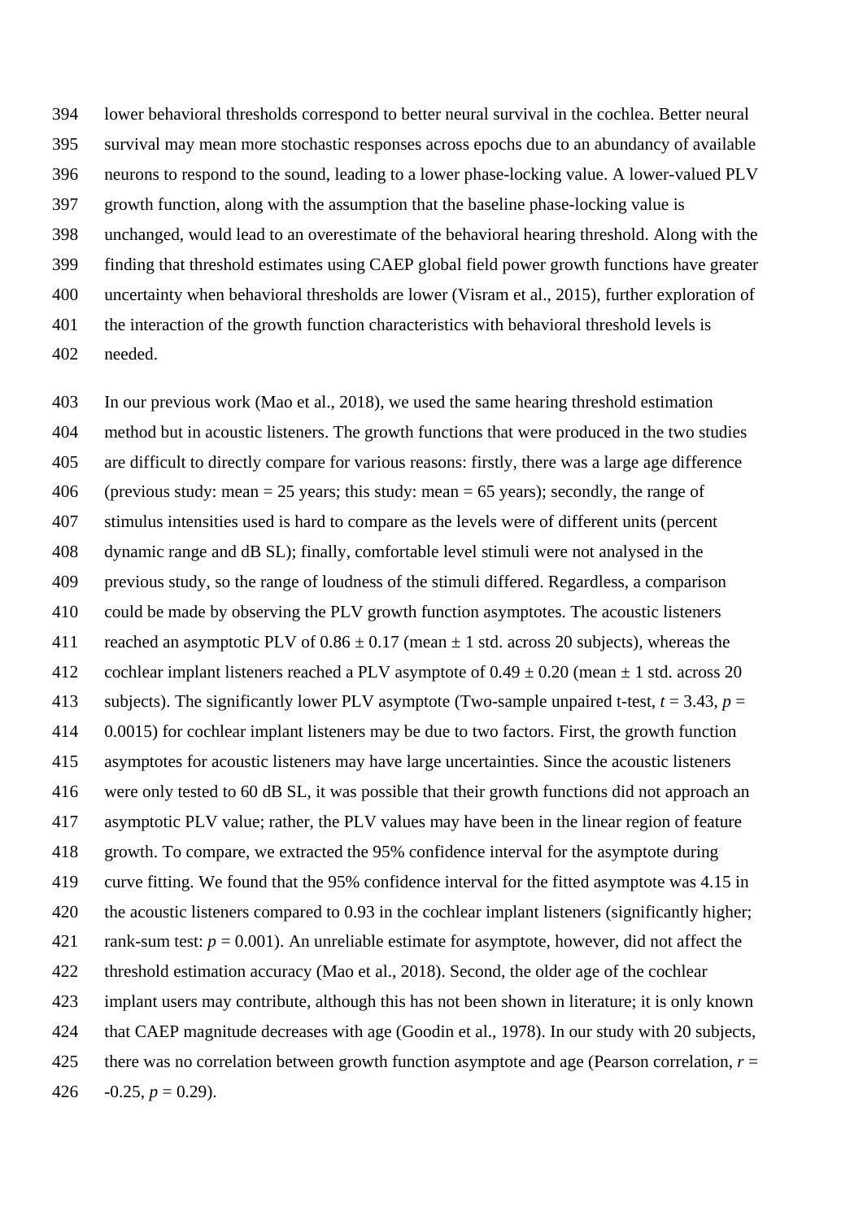lower behavioral thresholds correspond to better neural survival in the cochlea. Better neural survival may mean more stochastic responses across epochs due to an abundancy of available neurons to respond to the sound, leading to a lower phase-locking value. A lower-valued PLV growth function, along with the assumption that the baseline phase-locking value is unchanged, would lead to an overestimate of the behavioral hearing threshold. Along with the finding that threshold estimates using CAEP global field power growth functions have greater uncertainty when behavioral thresholds are lower (Visram et al., 2015), further exploration of the interaction of the growth function characteristics with behavioral threshold levels is needed.

In our previous work (Mao et al., 2018), we used the same hearing threshold estimation method but in acoustic listeners. The growth functions that were produced in the two studies are difficult to directly compare for various reasons: firstly, there was a large age difference (previous study: mean = 25 years; this study: mean = 65 years); secondly, the range of stimulus intensities used is hard to compare as the levels were of different units (percent dynamic range and dB SL); finally, comfortable level stimuli were not analysed in the previous study, so the range of loudness of the stimuli differed. Regardless, a comparison could be made by observing the PLV growth function asymptotes. The acoustic listeners reached an asymptotic PLV of $0.86 \pm 0.17$ (mean $\pm$ 1 std. across 20 subjects), whereas the cochlear implant listeners reached a PLV asymptote of $0.49 \pm 0.20$ (mean $\pm$ 1 std. across 20 subjects). The significantly lower PLV asymptote (Two-sample unpaired t-test, $t = 3.43$, $p = 0.0015$) for cochlear implant listeners may be due to two factors. First, the growth function asymptotes for acoustic listeners may have large uncertainties. Since the acoustic listeners were only tested to 60 dB SL, it was possible that their growth functions did not approach an asymptotic PLV value; rather, the PLV values may have been in the linear region of feature growth. To compare, we extracted the 95% confidence interval for the asymptote during curve fitting. We found that the 95% confidence interval for the fitted asymptote was 4.15 in the acoustic listeners compared to 0.93 in the cochlear implant listeners (significantly higher; rank-sum test: $p = 0.001$). An unreliable estimate for asymptote, however, did not affect the threshold estimation accuracy (Mao et al., 2018). Second, the older age of the cochlear implant users may contribute, although this has not been shown in literature; it is only known that CAEP magnitude decreases with age (Goodin et al., 1978). In our study with 20 subjects, there was no correlation between growth function asymptote and age (Pearson correlation, $r = -0.25$, $p = 0.29$).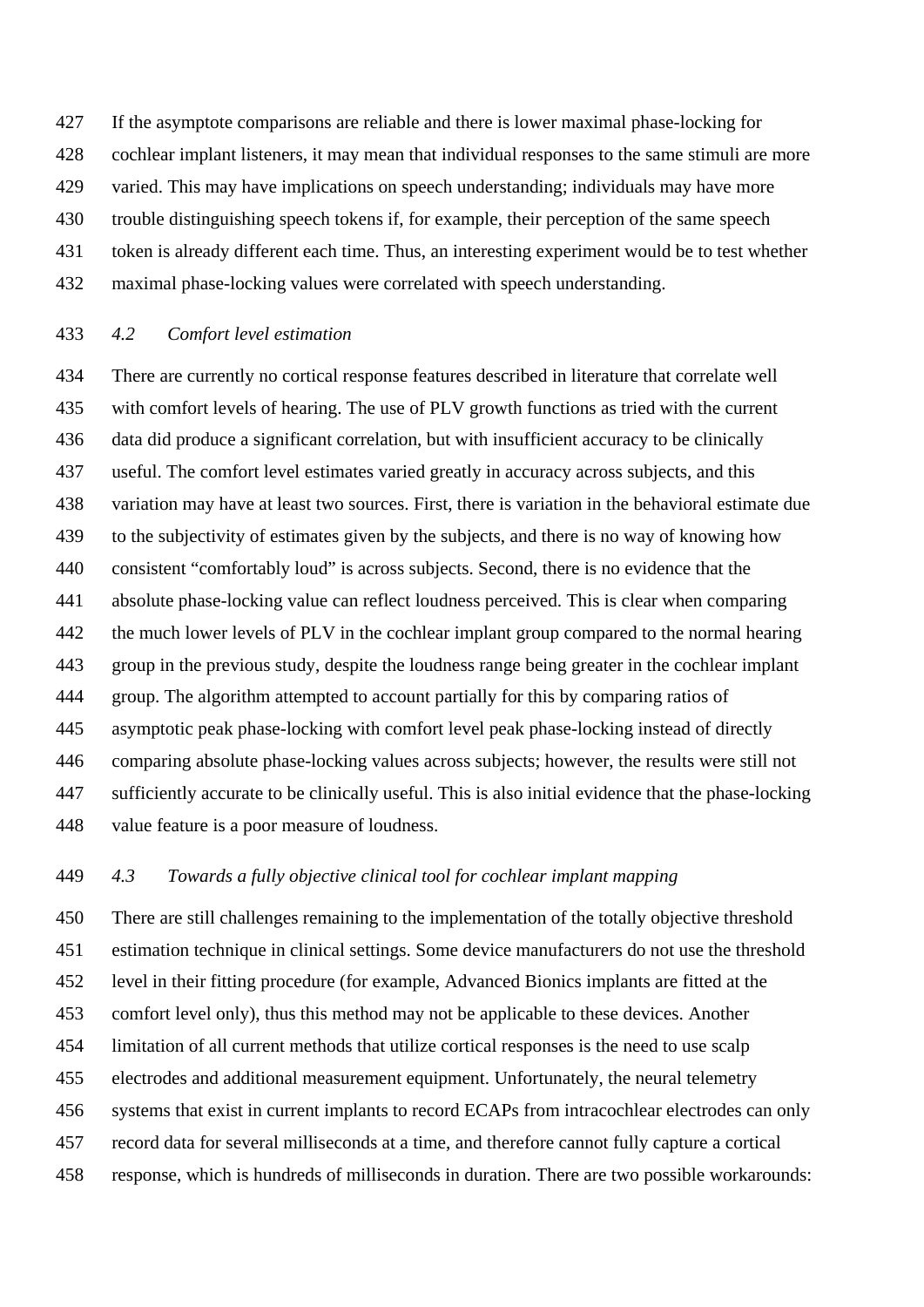If the asymptote comparisons are reliable and there is lower maximal phase-locking for cochlear implant listeners, it may mean that individual responses to the same stimuli are more varied. This may have implications on speech understanding; individuals may have more trouble distinguishing speech tokens if, for example, their perception of the same speech token is already different each time. Thus, an interesting experiment would be to test whether maximal phase-locking values were correlated with speech understanding.

### *4.2 Comfort level estimation*

There are currently no cortical response features described in literature that correlate well with comfort levels of hearing. The use of PLV growth functions as tried with the current data did produce a significant correlation, but with insufficient accuracy to be clinically useful. The comfort level estimates varied greatly in accuracy across subjects, and this variation may have at least two sources. First, there is variation in the behavioral estimate due to the subjectivity of estimates given by the subjects, and there is no way of knowing how consistent "comfortably loud" is across subjects. Second, there is no evidence that the absolute phase-locking value can reflect loudness perceived. This is clear when comparing the much lower levels of PLV in the cochlear implant group compared to the normal hearing group in the previous study, despite the loudness range being greater in the cochlear implant group. The algorithm attempted to account partially for this by comparing ratios of asymptotic peak phase-locking with comfort level peak phase-locking instead of directly comparing absolute phase-locking values across subjects; however, the results were still not sufficiently accurate to be clinically useful. This is also initial evidence that the phase-locking value feature is a poor measure of loudness.

### *4.3 Towards a fully objective clinical tool for cochlear implant mapping*

There are still challenges remaining to the implementation of the totally objective threshold estimation technique in clinical settings. Some device manufacturers do not use the threshold level in their fitting procedure (for example, Advanced Bionics implants are fitted at the comfort level only), thus this method may not be applicable to these devices. Another limitation of all current methods that utilize cortical responses is the need to use scalp electrodes and additional measurement equipment. Unfortunately, the neural telemetry systems that exist in current implants to record ECAPs from intracochlear electrodes can only record data for several milliseconds at a time, and therefore cannot fully capture a cortical response, which is hundreds of milliseconds in duration. There are two possible workarounds: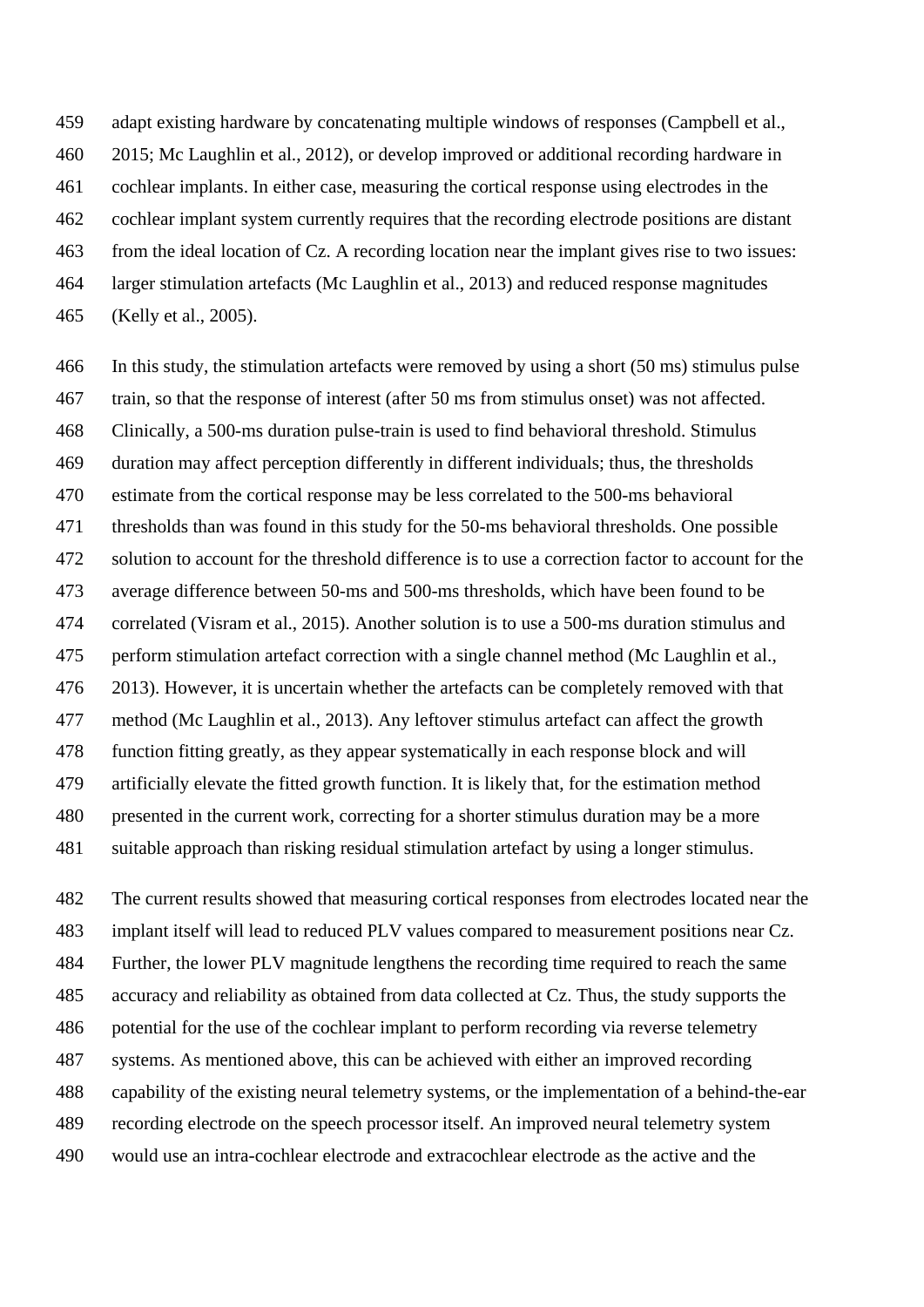adapt existing hardware by concatenating multiple windows of responses (Campbell et al., 2015; Mc Laughlin et al., 2012), or develop improved or additional recording hardware in cochlear implants. In either case, measuring the cortical response using electrodes in the cochlear implant system currently requires that the recording electrode positions are distant from the ideal location of Cz. A recording location near the implant gives rise to two issues: larger stimulation artefacts (Mc Laughlin et al., 2013) and reduced response magnitudes (Kelly et al., 2005).

In this study, the stimulation artefacts were removed by using a short (50 ms) stimulus pulse train, so that the response of interest (after 50 ms from stimulus onset) was not affected. Clinically, a 500-ms duration pulse-train is used to find behavioral threshold. Stimulus duration may affect perception differently in different individuals; thus, the thresholds estimate from the cortical response may be less correlated to the 500-ms behavioral thresholds than was found in this study for the 50-ms behavioral thresholds. One possible solution to account for the threshold difference is to use a correction factor to account for the average difference between 50-ms and 500-ms thresholds, which have been found to be correlated (Visram et al., 2015). Another solution is to use a 500-ms duration stimulus and perform stimulation artefact correction with a single channel method (Mc Laughlin et al., 2013). However, it is uncertain whether the artefacts can be completely removed with that method (Mc Laughlin et al., 2013). Any leftover stimulus artefact can affect the growth function fitting greatly, as they appear systematically in each response block and will artificially elevate the fitted growth function. It is likely that, for the estimation method presented in the current work, correcting for a shorter stimulus duration may be a more suitable approach than risking residual stimulation artefact by using a longer stimulus.

The current results showed that measuring cortical responses from electrodes located near the implant itself will lead to reduced PLV values compared to measurement positions near Cz. Further, the lower PLV magnitude lengthens the recording time required to reach the same accuracy and reliability as obtained from data collected at Cz. Thus, the study supports the potential for the use of the cochlear implant to perform recording via reverse telemetry systems. As mentioned above, this can be achieved with either an improved recording capability of the existing neural telemetry systems, or the implementation of a behind-the-ear recording electrode on the speech processor itself. An improved neural telemetry system would use an intra-cochlear electrode and extracochlear electrode as the active and the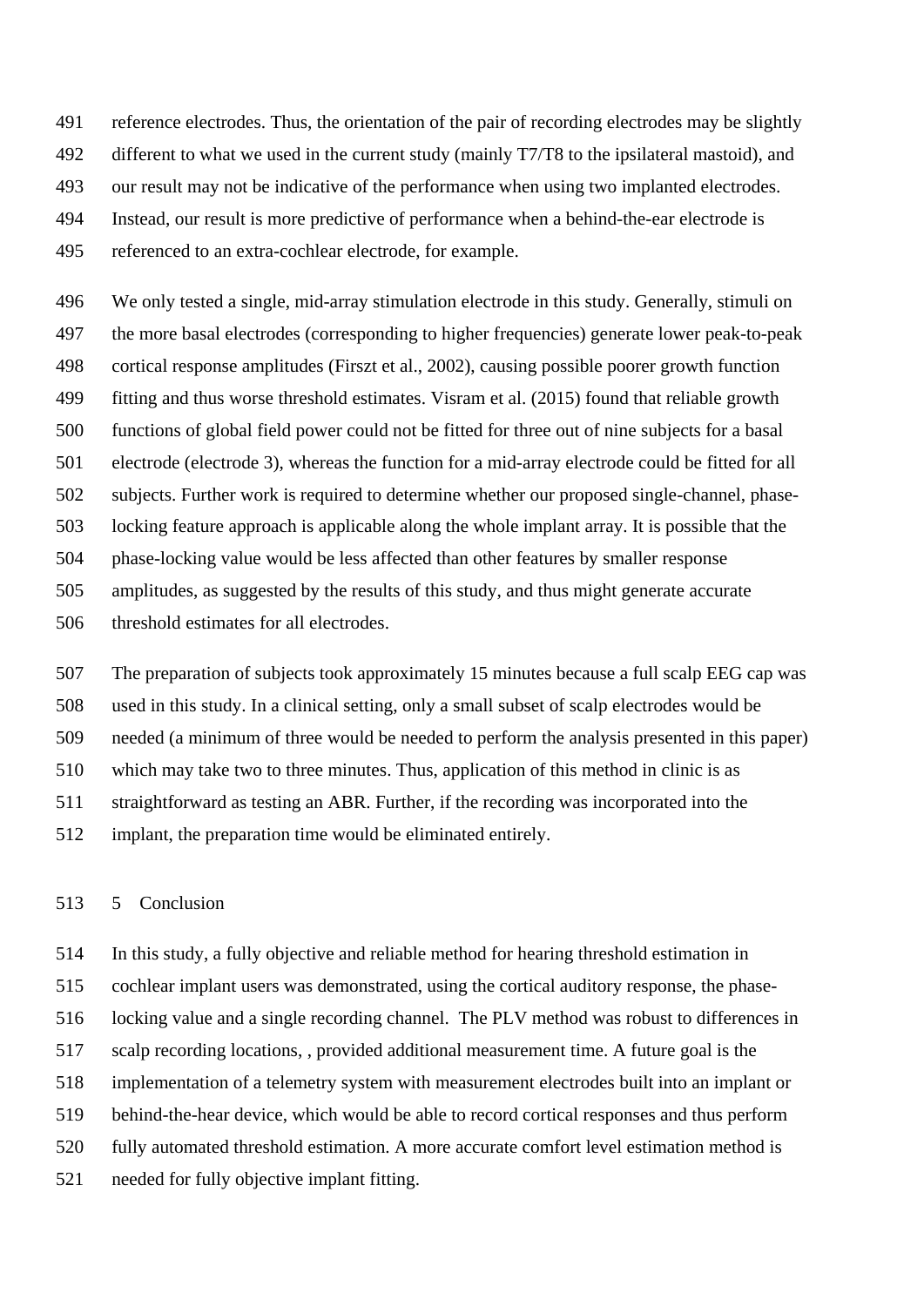reference electrodes. Thus, the orientation of the pair of recording electrodes may be slightly different to what we used in the current study (mainly T7/T8 to the ipsilateral mastoid), and our result may not be indicative of the performance when using two implanted electrodes. Instead, our result is more predictive of performance when a behind-the-ear electrode is referenced to an extra-cochlear electrode, for example.

We only tested a single, mid-array stimulation electrode in this study. Generally, stimuli on the more basal electrodes (corresponding to higher frequencies) generate lower peak-to-peak cortical response amplitudes (Firszt et al., 2002), causing possible poorer growth function fitting and thus worse threshold estimates. Visram et al. (2015) found that reliable growth functions of global field power could not be fitted for three out of nine subjects for a basal electrode (electrode 3), whereas the function for a mid-array electrode could be fitted for all subjects. Further work is required to determine whether our proposed single-channel, phase-locking feature approach is applicable along the whole implant array. It is possible that the phase-locking value would be less affected than other features by smaller response amplitudes, as suggested by the results of this study, and thus might generate accurate threshold estimates for all electrodes.

The preparation of subjects took approximately 15 minutes because a full scalp EEG cap was used in this study. In a clinical setting, only a small subset of scalp electrodes would be needed (a minimum of three would be needed to perform the analysis presented in this paper) which may take two to three minutes. Thus, application of this method in clinic is as straightforward as testing an ABR. Further, if the recording was incorporated into the implant, the preparation time would be eliminated entirely.

## 5 Conclusion

In this study, a fully objective and reliable method for hearing threshold estimation in cochlear implant users was demonstrated, using the cortical auditory response, the phase-locking value and a single recording channel. The PLV method was robust to differences in scalp recording locations, , provided additional measurement time. A future goal is the implementation of a telemetry system with measurement electrodes built into an implant or behind-the-hear device, which would be able to record cortical responses and thus perform fully automated threshold estimation. A more accurate comfort level estimation method is needed for fully objective implant fitting.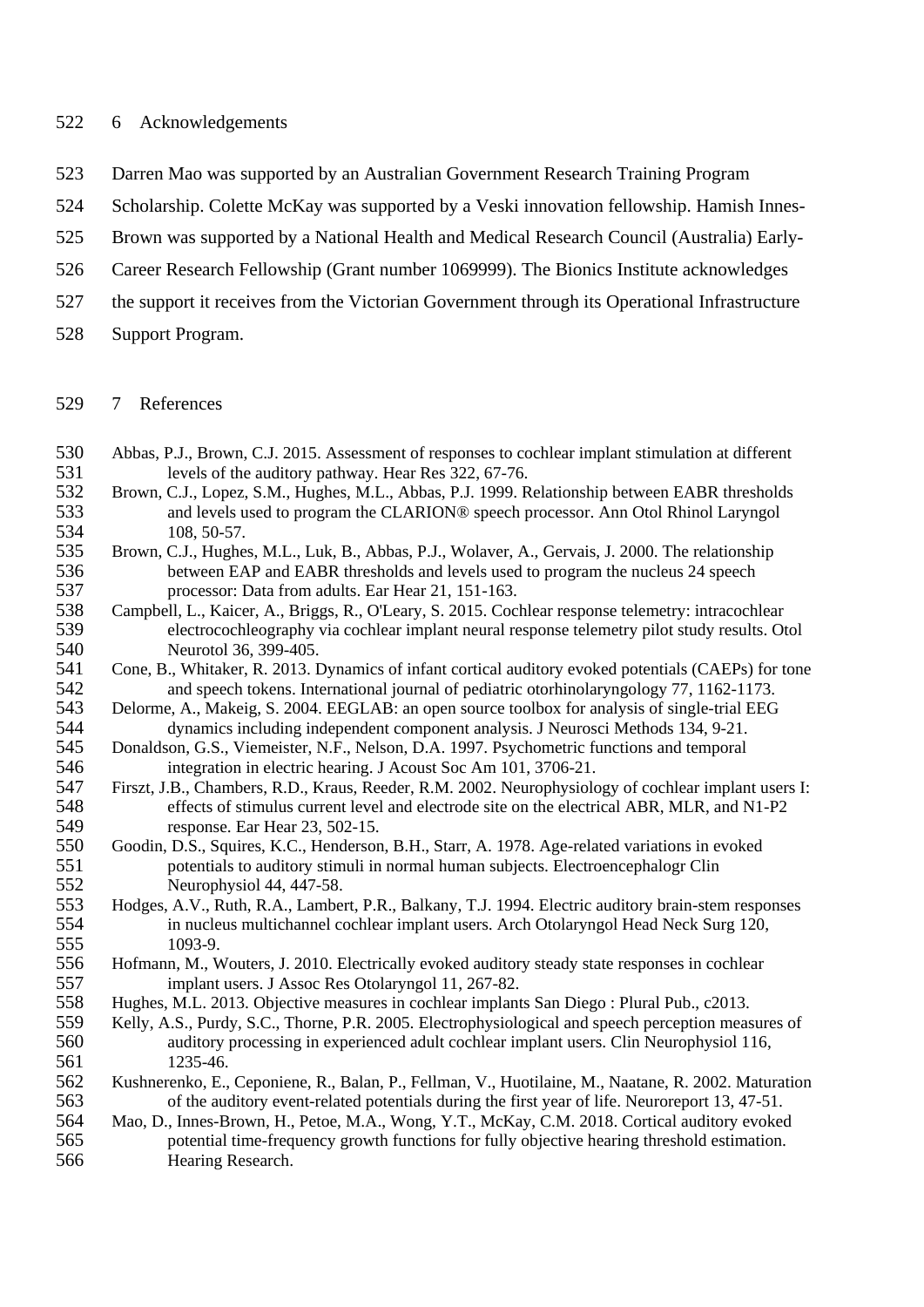## 6 Acknowledgements

Darren Mao was supported by an Australian Government Research Training Program Scholarship. Colette McKay was supported by a Veski innovation fellowship. Hamish Innes-Brown was supported by a National Health and Medical Research Council (Australia) Early-Career Research Fellowship (Grant number 1069999). The Bionics Institute acknowledges the support it receives from the Victorian Government through its Operational Infrastructure Support Program.

## 7 References

Abbas, P.J., Brown, C.J. 2015. Assessment of responses to cochlear implant stimulation at different levels of the auditory pathway. Hear Res 322, 67-76.

Brown, C.J., Lopez, S.M., Hughes, M.L., Abbas, P.J. 1999. Relationship between EABR thresholds and levels used to program the CLARION® speech processor. Ann Otol Rhinol Laryngol 108, 50-57.

Brown, C.J., Hughes, M.L., Luk, B., Abbas, P.J., Wolaver, A., Gervais, J. 2000. The relationship between EAP and EABR thresholds and levels used to program the nucleus 24 speech processor: Data from adults. Ear Hear 21, 151-163.

Campbell, L., Kaicer, A., Briggs, R., O'Leary, S. 2015. Cochlear response telemetry: intracochlear electrocochleography via cochlear implant neural response telemetry pilot study results. Otol Neurotol 36, 399-405.

Cone, B., Whitaker, R. 2013. Dynamics of infant cortical auditory evoked potentials (CAEPs) for tone and speech tokens. International journal of pediatric otorhinolaryngology 77, 1162-1173.

Delorme, A., Makeig, S. 2004. EEGLAB: an open source toolbox for analysis of single-trial EEG dynamics including independent component analysis. J Neurosci Methods 134, 9-21.

Donaldson, G.S., Viemeister, N.F., Nelson, D.A. 1997. Psychometric functions and temporal integration in electric hearing. J Acoust Soc Am 101, 3706-21.

Firszt, J.B., Chambers, R.D., Kraus, Reeder, R.M. 2002. Neurophysiology of cochlear implant users I: effects of stimulus current level and electrode site on the electrical ABR, MLR, and N1-P2 response. Ear Hear 23, 502-15.

Goodin, D.S., Squires, K.C., Henderson, B.H., Starr, A. 1978. Age-related variations in evoked potentials to auditory stimuli in normal human subjects. Electroencephalogr Clin Neurophysiol 44, 447-58.

Hodges, A.V., Ruth, R.A., Lambert, P.R., Balkany, T.J. 1994. Electric auditory brain-stem responses in nucleus multichannel cochlear implant users. Arch Otolaryngol Head Neck Surg 120, 1093-9.

Hofmann, M., Wouters, J. 2010. Electrically evoked auditory steady state responses in cochlear implant users. J Assoc Res Otolaryngol 11, 267-82.

Hughes, M.L. 2013. Objective measures in cochlear implants San Diego : Plural Pub., c2013.

Kelly, A.S., Purdy, S.C., Thorne, P.R. 2005. Electrophysiological and speech perception measures of auditory processing in experienced adult cochlear implant users. Clin Neurophysiol 116, 1235-46.

Kushnerenko, E., Ceponiene, R., Balan, P., Fellman, V., Huotilaine, M., Naatane, R. 2002. Maturation of the auditory event-related potentials during the first year of life. Neuroreport 13, 47-51.

Mao, D., Innes-Brown, H., Petoe, M.A., Wong, Y.T., McKay, C.M. 2018. Cortical auditory evoked potential time-frequency growth functions for fully objective hearing threshold estimation. Hearing Research.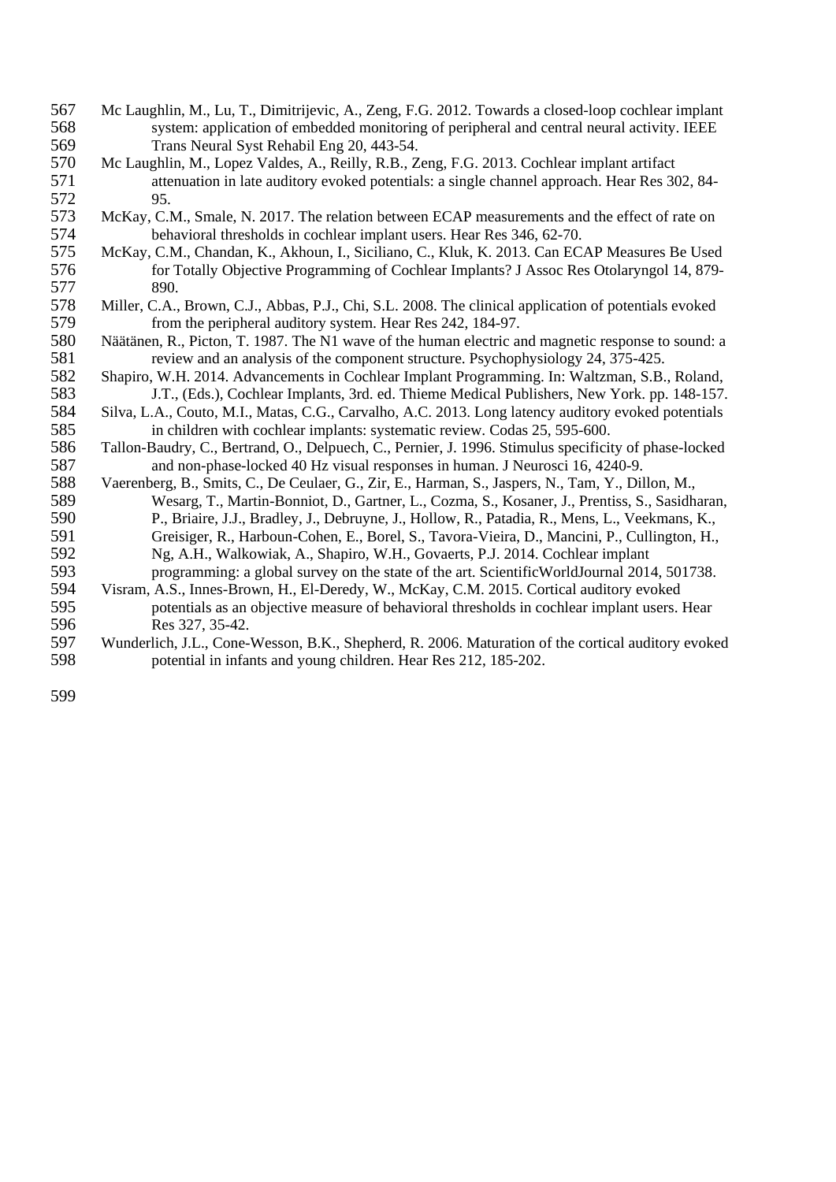Mc Laughlin, M., Lu, T., Dimitrijevic, A., Zeng, F.G. 2012. Towards a closed-loop cochlear implant system: application of embedded monitoring of peripheral and central neural activity. IEEE Trans Neural Syst Rehabil Eng 20, 443-54.

Mc Laughlin, M., Lopez Valdes, A., Reilly, R.B., Zeng, F.G. 2013. Cochlear implant artifact attenuation in late auditory evoked potentials: a single channel approach. Hear Res 302, 84-95.

McKay, C.M., Smale, N. 2017. The relation between ECAP measurements and the effect of rate on behavioral thresholds in cochlear implant users. Hear Res 346, 62-70.

McKay, C.M., Chandan, K., Akhoun, I., Siciliano, C., Kluk, K. 2013. Can ECAP Measures Be Used for Totally Objective Programming of Cochlear Implants? J Assoc Res Otolaryngol 14, 879-890.

Miller, C.A., Brown, C.J., Abbas, P.J., Chi, S.L. 2008. The clinical application of potentials evoked from the peripheral auditory system. Hear Res 242, 184-97.

Näätänen, R., Picton, T. 1987. The N1 wave of the human electric and magnetic response to sound: a review and an analysis of the component structure. Psychophysiology 24, 375-425.

Shapiro, W.H. 2014. Advancements in Cochlear Implant Programming. In: Waltzman, S.B., Roland, J.T., (Eds.), Cochlear Implants, 3rd. ed. Thieme Medical Publishers, New York. pp. 148-157.

Silva, L.A., Couto, M.I., Matas, C.G., Carvalho, A.C. 2013. Long latency auditory evoked potentials in children with cochlear implants: systematic review. Codas 25, 595-600.

Tallon-Baudry, C., Bertrand, O., Delpuech, C., Pernier, J. 1996. Stimulus specificity of phase-locked and non-phase-locked 40 Hz visual responses in human. J Neurosci 16, 4240-9.

Vaerenberg, B., Smits, C., De Ceulaer, G., Zir, E., Harman, S., Jaspers, N., Tam, Y., Dillon, M., Wesarg, T., Martin-Bonniot, D., Gartner, L., Cozma, S., Kosaner, J., Prentiss, S., Sasidharan, P., Briaire, J.J., Bradley, J., Debruyne, J., Hollow, R., Patadia, R., Mens, L., Veekmans, K., Greisiger, R., Harboun-Cohen, E., Borel, S., Tavora-Vieira, D., Mancini, P., Cullington, H., Ng, A.H., Walkowiak, A., Shapiro, W.H., Govaerts, P.J. 2014. Cochlear implant programming: a global survey on the state of the art. ScientificWorldJournal 2014, 501738.

Visram, A.S., Innes-Brown, H., El-Deredy, W., McKay, C.M. 2015. Cortical auditory evoked potentials as an objective measure of behavioral thresholds in cochlear implant users. Hear Res 327, 35-42.

Wunderlich, J.L., Cone-Wesson, B.K., Shepherd, R. 2006. Maturation of the cortical auditory evoked potential in infants and young children. Hear Res 212, 185-202.